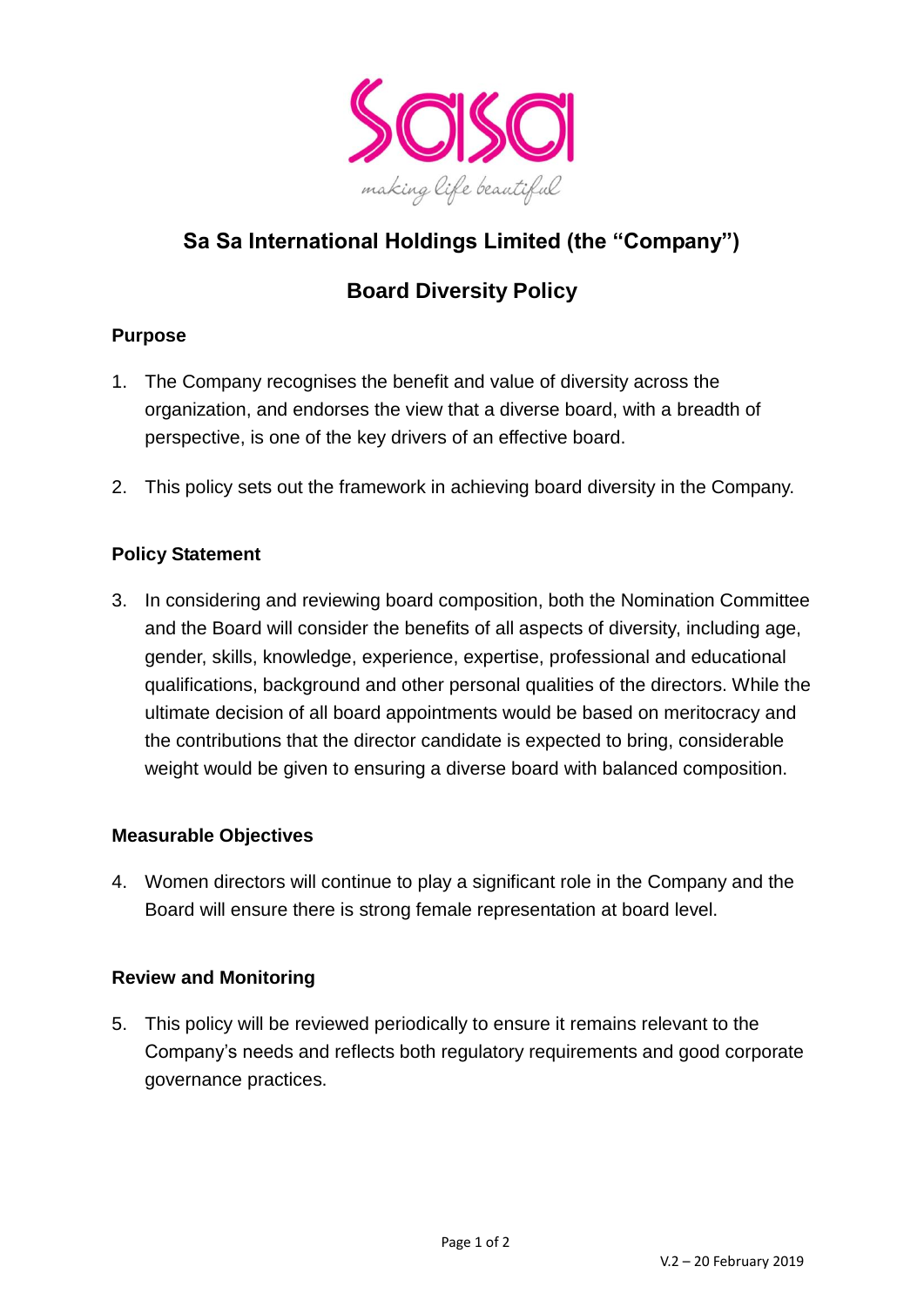# Sa Sa International Holdings Limited (the "Company")

## Board Diversity Policy

### Purpose

1. The Company recognises the benefit and value of diversity across the organization, and endorses the view that a diverse board, with a breadth of perspective, is one of the key drivers of an effective board.

2. This policy sets out the framework in achieving board diversity in the Company.

### Policy Statement

3. In considering and reviewing board composition, both the Nomination Committee and the Board will consider the benefits of all aspects of diversity, including age, gender, skills, knowledge, experience, expertise, professional and educational qualifications, background and other personal qualities of the directors. While the ultimate decision of all board appointments would be based on meritocracy and the contributions that the director candidate is expected to bring, considerable weight would be given to ensuring a diverse board with balanced composition.

### Measurable Objectives

4. Women directors will continue to play a significant role in the Company and the Board will ensure there is strong female representation at board level.

### Review and Monitoring

5. This policy will be reviewed periodically to ensure it remains relevant to the Company's needs and reflects both regulatory requirements and good corporate governance practices.

V.2 – 20 February 2019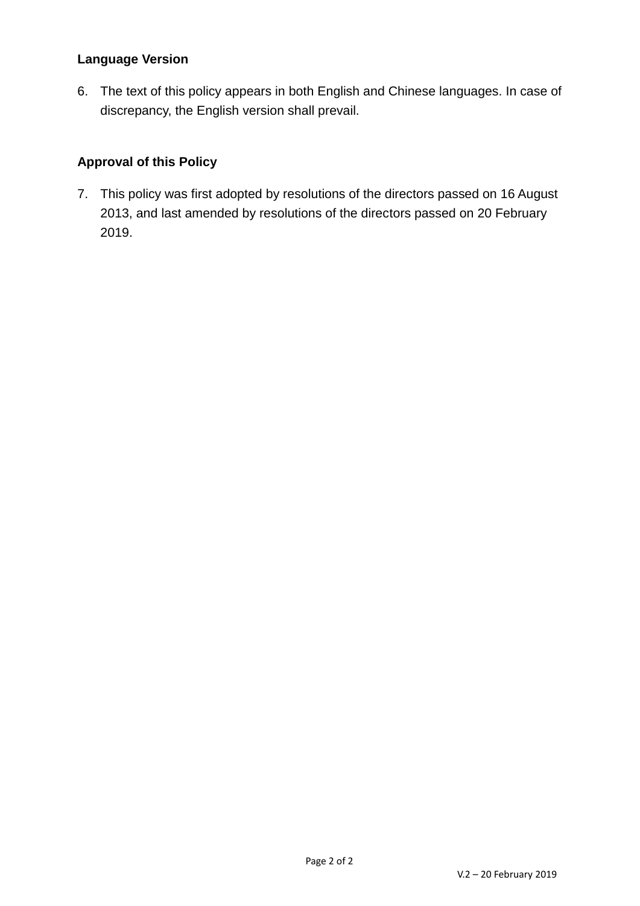**Language Version**

6. The text of this policy appears in both English and Chinese languages. In case of discrepancy, the English version shall prevail.

**Approval of this Policy**

7. This policy was first adopted by resolutions of the directors passed on 16 August 2013, and last amended by resolutions of the directors passed on 20 February 2019.